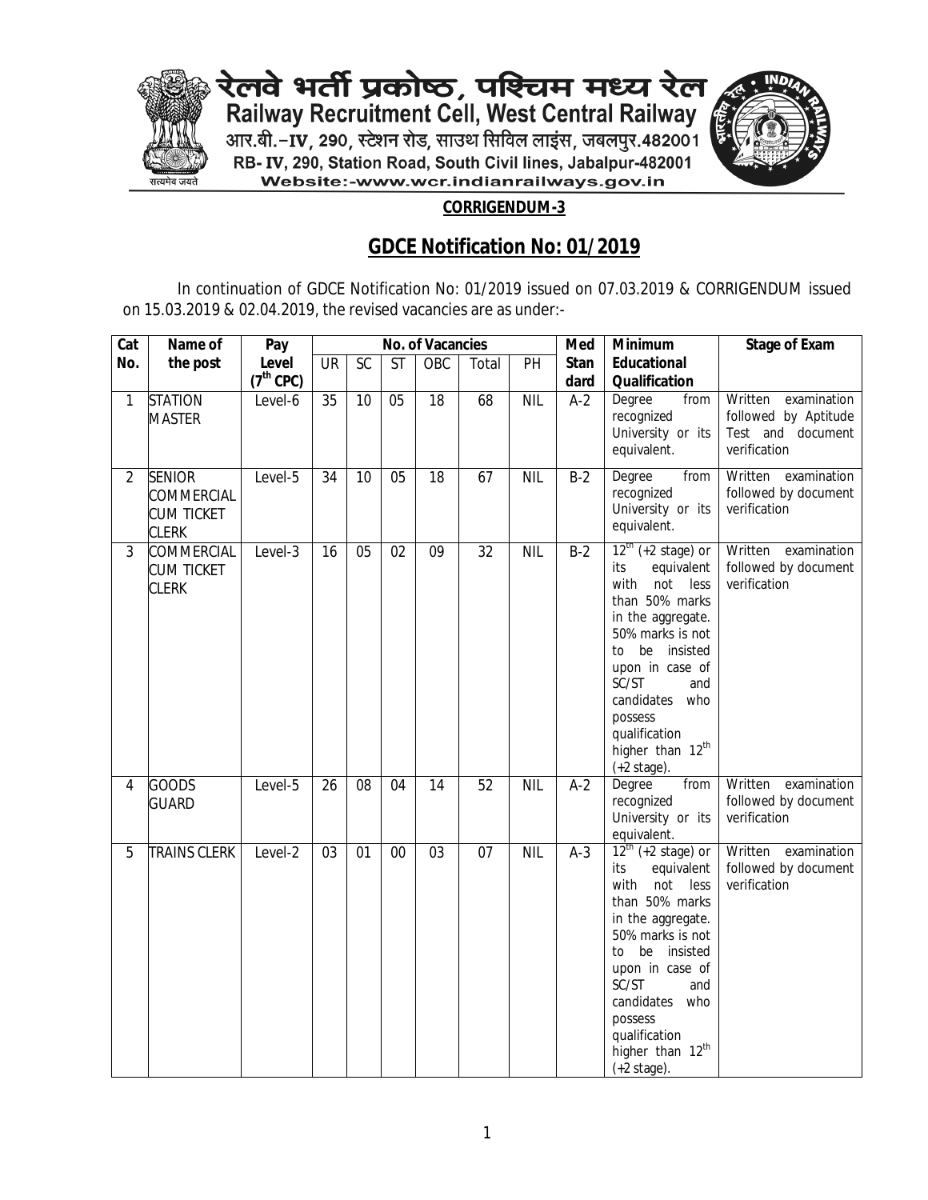रेलवे भर्ती प्रकोष्ठ, पश्चिम मध्य रेल

Railway Recruitment Cell, West Central Railway

आर.बी.–IV, 290, स्टेशन रोड, साउथ सिविल लाइंस, जबलपुर.482001

RB- IV, 290, Station Road, South Civil lines, Jabalpur-482001

Website:-www.wcr.indianrailways.gov.in

## CORRIGENDUM-3

# GDCE Notification No: 01/2019

In continuation of GDCE Notification No: 01/2019 issued on 07.03.2019 & CORRIGENDUM issued on 15.03.2019 & 02.04.2019, the revised vacancies are as under:-

| Cat No. | Name of the post | Pay Level (7th CPC) | No. of Vacancies | | | | | | Med Standard | Minimum Educational Qualification | Stage of Exam |
|---|---|---|---|---|---|---|---|---|---|---|---|
| | | | UR | SC | ST | OBC | Total | PH | | | |
| 1 | STATION MASTER | Level-6 | 35 | 10 | 05 | 18 | 68 | NIL | A-2 | Degree from recognized University or its equivalent. | Written examination followed by Aptitude Test and document verification |
| 2 | SENIOR COMMERCIAL CUM TICKET CLERK | Level-5 | 34 | 10 | 05 | 18 | 67 | NIL | B-2 | Degree from recognized University or its equivalent. | Written examination followed by document verification |
| 3 | COMMERCIAL CUM TICKET CLERK | Level-3 | 16 | 05 | 02 | 09 | 32 | NIL | B-2 | 12th (+2 stage) or its equivalent with not less than 50% marks in the aggregate. 50% marks is not to be insisted upon in case of SC/ST and candidates who possess qualification higher than 12th (+2 stage). | Written examination followed by document verification |
| 4 | GOODS GUARD | Level-5 | 26 | 08 | 04 | 14 | 52 | NIL | A-2 | Degree from recognized University or its equivalent. | Written examination followed by document verification |
| 5 | TRAINS CLERK | Level-2 | 03 | 01 | 00 | 03 | 07 | NIL | A-3 | 12th (+2 stage) or its equivalent with not less than 50% marks in the aggregate. 50% marks is not to be insisted upon in case of SC/ST and candidates who possess qualification higher than 12th (+2 stage). | Written examination followed by document verification |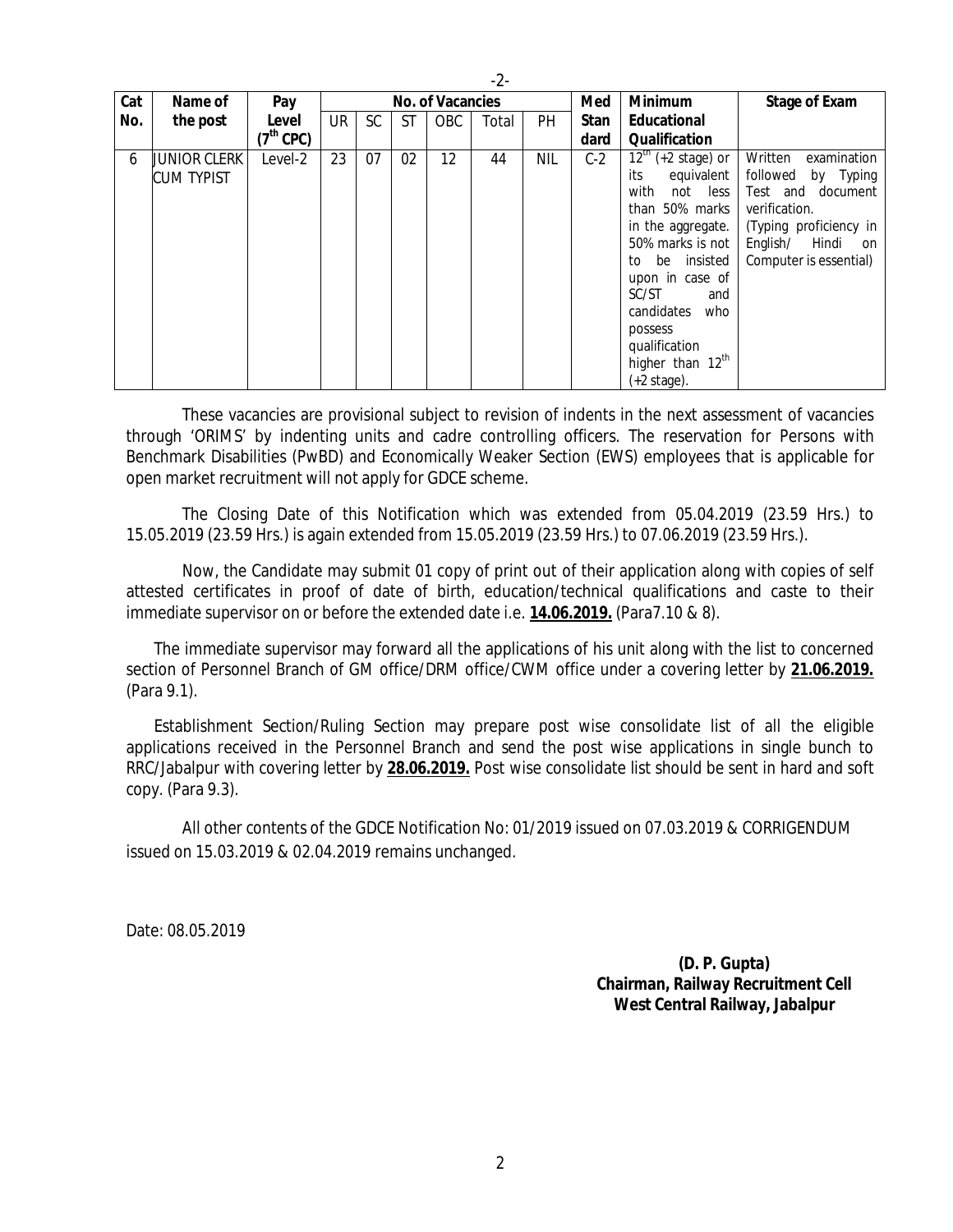| Cat No. | Name of the post | Pay Level ($7^{th}$ CPC) | No. of Vacancies | | | | | | Med Standard | Minimum Educational Qualification | Stage of Exam |
|---|---|---|---|---|---|---|---|---|---|---|---|
| | | | UR | SC | ST | OBC | Total | PH | | | |
| 6 | JUNIOR CLERK CUM TYPIST | Level-2 | 23 | 07 | 02 | 12 | 44 | NIL | C-2 | $12^{th}$ (+2 stage) or its equivalent with not less than 50% marks in the aggregate. 50% marks is not to be insisted upon in case of SC/ST and candidates who possess qualification higher than $12^{th}$ (+2 stage). | Written examination followed by Typing Test and document verification. (Typing proficiency in English/ Hindi on Computer is essential) |

These vacancies are provisional subject to revision of indents in the next assessment of vacancies through 'ORIMS' by indenting units and cadre controlling officers. The reservation for Persons with Benchmark Disabilities (PwBD) and Economically Weaker Section (EWS) employees that is applicable for open market recruitment will not apply for GDCE scheme.

The Closing Date of this Notification which was extended from 05.04.2019 (23.59 Hrs.) to 15.05.2019 (23.59 Hrs.) is again extended from 15.05.2019 (23.59 Hrs.) to 07.06.2019 (23.59 Hrs.).

Now, the Candidate may submit 01 copy of print out of their application along with copies of self attested certificates in proof of date of birth, education/technical qualifications and caste to their immediate supervisor on or before the extended date i.e. **14.06.2019.** (Para7.10 & 8).

The immediate supervisor may forward all the applications of his unit along with the list to concerned section of Personnel Branch of GM office/DRM office/CWM office under a covering letter by **21.06.2019.** (Para 9.1).

Establishment Section/Ruling Section may prepare post wise consolidate list of all the eligible applications received in the Personnel Branch and send the post wise applications in single bunch to RRC/Jabalpur with covering letter by **28.06.2019.** Post wise consolidate list should be sent in hard and soft copy. (Para 9.3).

All other contents of the GDCE Notification No: 01/2019 issued on 07.03.2019 & CORRIGENDUM issued on 15.03.2019 & 02.04.2019 remains unchanged.

Date: 08.05.2019

**(D. P. Gupta)**
**Chairman, Railway Recruitment Cell**
**West Central Railway, Jabalpur**